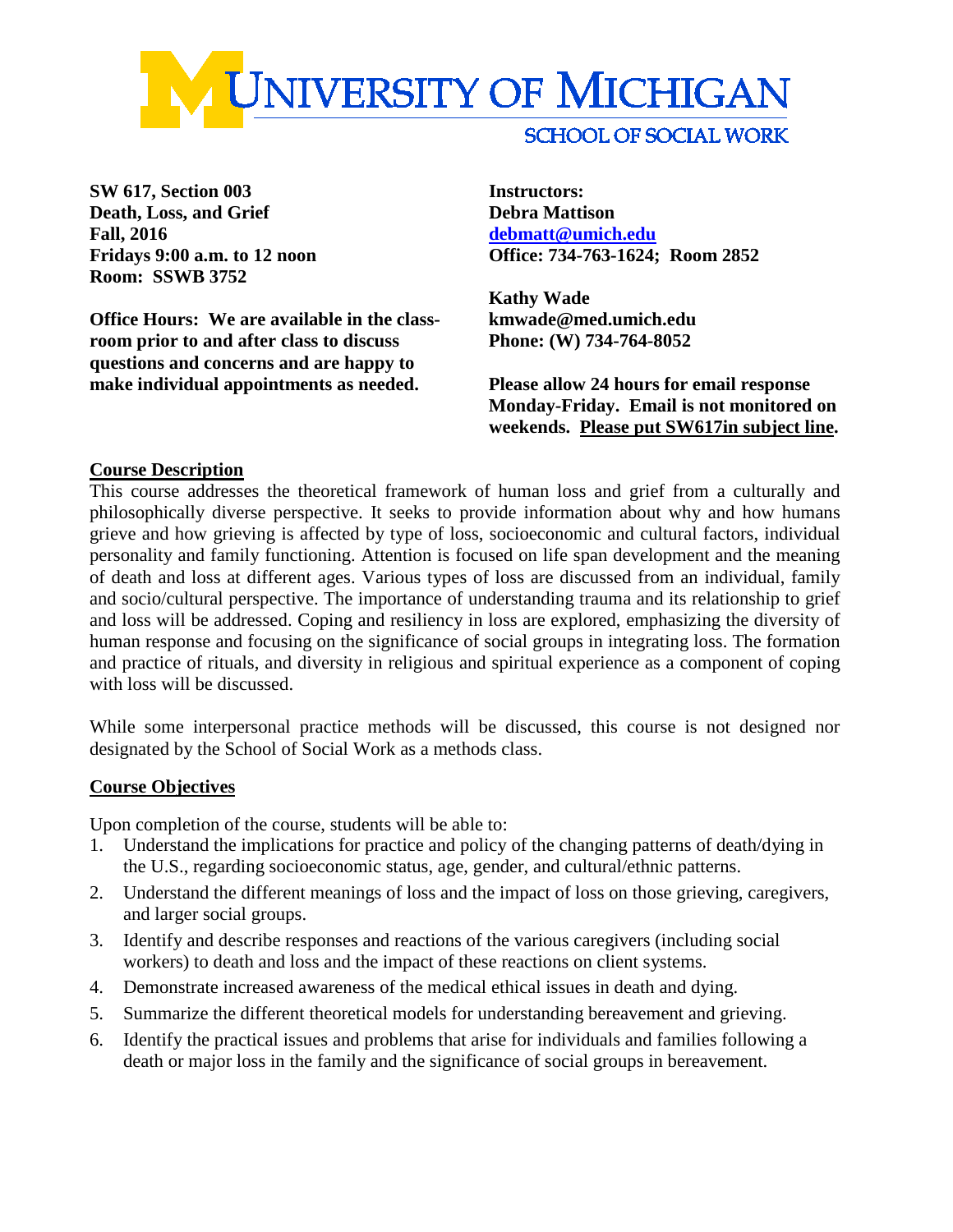# UNIVERSITY OF MICHIGAN

## SCHOOL OF SOCIAL WORK

**SW 617, Section 003**
**Death, Loss, and Grief**
**Fall, 2016**
**Fridays 9:00 a.m. to 12 noon**
**Room: SSWB 3752**

**Office Hours: We are available in the classroom prior to and after class to discuss questions and concerns and are happy to make individual appointments as needed.**

**Instructors:**
**Debra Mattison**
**debmatt@umich.edu**
**Office: 734-763-1624; Room 2852**

**Kathy Wade**
**kmwade@med.umich.edu**
**Phone: (W) 734-764-8052**

**Please allow 24 hours for email response Monday-Friday. Email is not monitored on weekends. Please put SW617in subject line.**

## Course Description

This course addresses the theoretical framework of human loss and grief from a culturally and philosophically diverse perspective. It seeks to provide information about why and how humans grieve and how grieving is affected by type of loss, socioeconomic and cultural factors, individual personality and family functioning. Attention is focused on life span development and the meaning of death and loss at different ages. Various types of loss are discussed from an individual, family and socio/cultural perspective. The importance of understanding trauma and its relationship to grief and loss will be addressed. Coping and resiliency in loss are explored, emphasizing the diversity of human response and focusing on the significance of social groups in integrating loss. The formation and practice of rituals, and diversity in religious and spiritual experience as a component of coping with loss will be discussed.

While some interpersonal practice methods will be discussed, this course is not designed nor designated by the School of Social Work as a methods class.

## Course Objectives

Upon completion of the course, students will be able to:

1. Understand the implications for practice and policy of the changing patterns of death/dying in the U.S., regarding socioeconomic status, age, gender, and cultural/ethnic patterns.
2. Understand the different meanings of loss and the impact of loss on those grieving, caregivers, and larger social groups.
3. Identify and describe responses and reactions of the various caregivers (including social workers) to death and loss and the impact of these reactions on client systems.
4. Demonstrate increased awareness of the medical ethical issues in death and dying.
5. Summarize the different theoretical models for understanding bereavement and grieving.
6. Identify the practical issues and problems that arise for individuals and families following a death or major loss in the family and the significance of social groups in bereavement.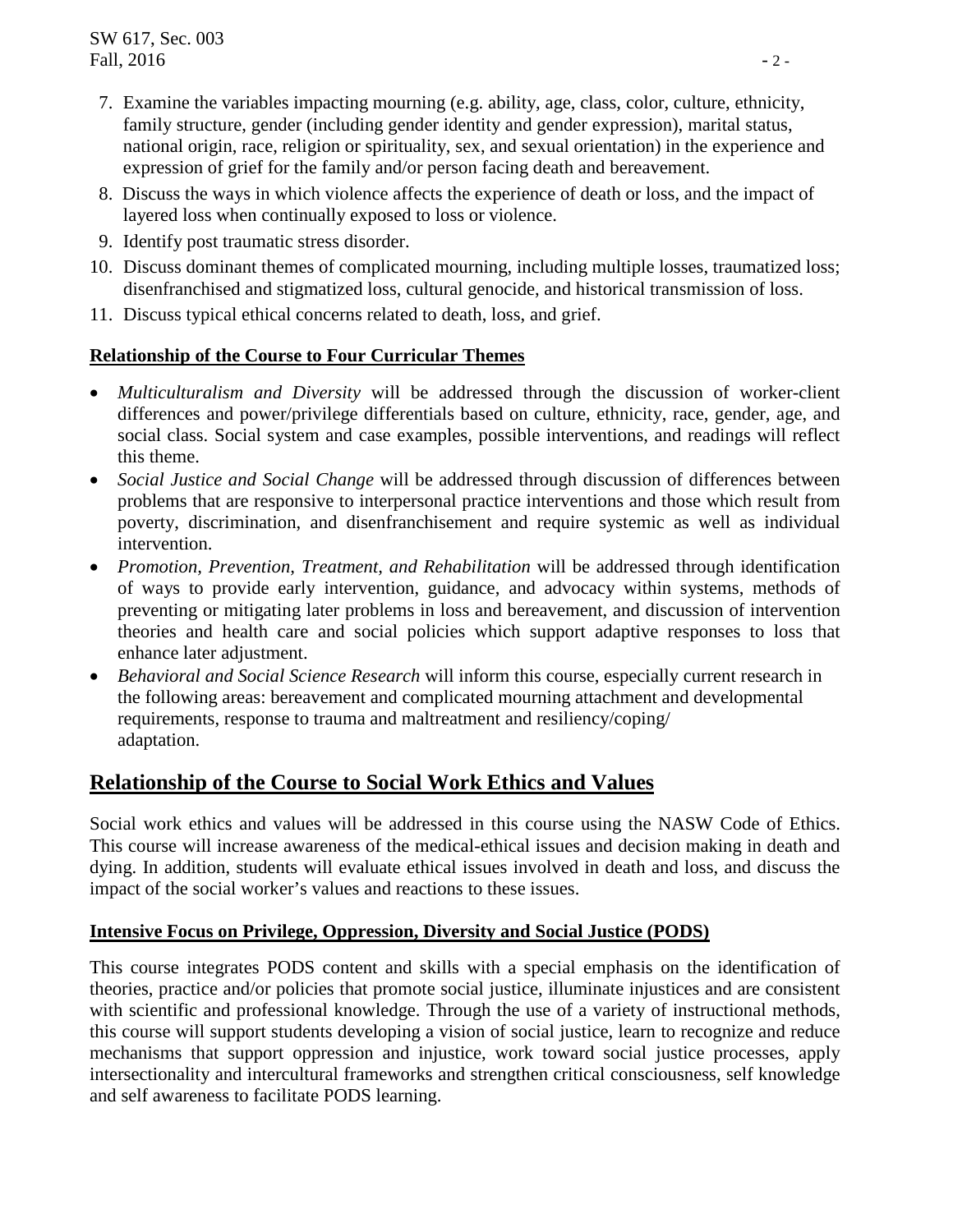7. Examine the variables impacting mourning (e.g. ability, age, class, color, culture, ethnicity, family structure, gender (including gender identity and gender expression), marital status, national origin, race, religion or spirituality, sex, and sexual orientation) in the experience and expression of grief for the family and/or person facing death and bereavement.
8. Discuss the ways in which violence affects the experience of death or loss, and the impact of layered loss when continually exposed to loss or violence.
9. Identify post traumatic stress disorder.
10. Discuss dominant themes of complicated mourning, including multiple losses, traumatized loss; disenfranchised and stigmatized loss, cultural genocide, and historical transmission of loss.
11. Discuss typical ethical concerns related to death, loss, and grief.

**Relationship of the Course to Four Curricular Themes**

- *Multiculturalism and Diversity* will be addressed through the discussion of worker-client differences and power/privilege differentials based on culture, ethnicity, race, gender, age, and social class. Social system and case examples, possible interventions, and readings will reflect this theme.
- *Social Justice and Social Change* will be addressed through discussion of differences between problems that are responsive to interpersonal practice interventions and those which result from poverty, discrimination, and disenfranchisement and require systemic as well as individual intervention.
- *Promotion, Prevention, Treatment, and Rehabilitation* will be addressed through identification of ways to provide early intervention, guidance, and advocacy within systems, methods of preventing or mitigating later problems in loss and bereavement, and discussion of intervention theories and health care and social policies which support adaptive responses to loss that enhance later adjustment.
- *Behavioral and Social Science Research* will inform this course, especially current research in the following areas: bereavement and complicated mourning attachment and developmental requirements, response to trauma and maltreatment and resiliency/coping/ adaptation.

## Relationship of the Course to Social Work Ethics and Values

Social work ethics and values will be addressed in this course using the NASW Code of Ethics. This course will increase awareness of the medical-ethical issues and decision making in death and dying. In addition, students will evaluate ethical issues involved in death and loss, and discuss the impact of the social worker's values and reactions to these issues.

**Intensive Focus on Privilege, Oppression, Diversity and Social Justice (PODS)**

This course integrates PODS content and skills with a special emphasis on the identification of theories, practice and/or policies that promote social justice, illuminate injustices and are consistent with scientific and professional knowledge. Through the use of a variety of instructional methods, this course will support students developing a vision of social justice, learn to recognize and reduce mechanisms that support oppression and injustice, work toward social justice processes, apply intersectionality and intercultural frameworks and strengthen critical consciousness, self knowledge and self awareness to facilitate PODS learning.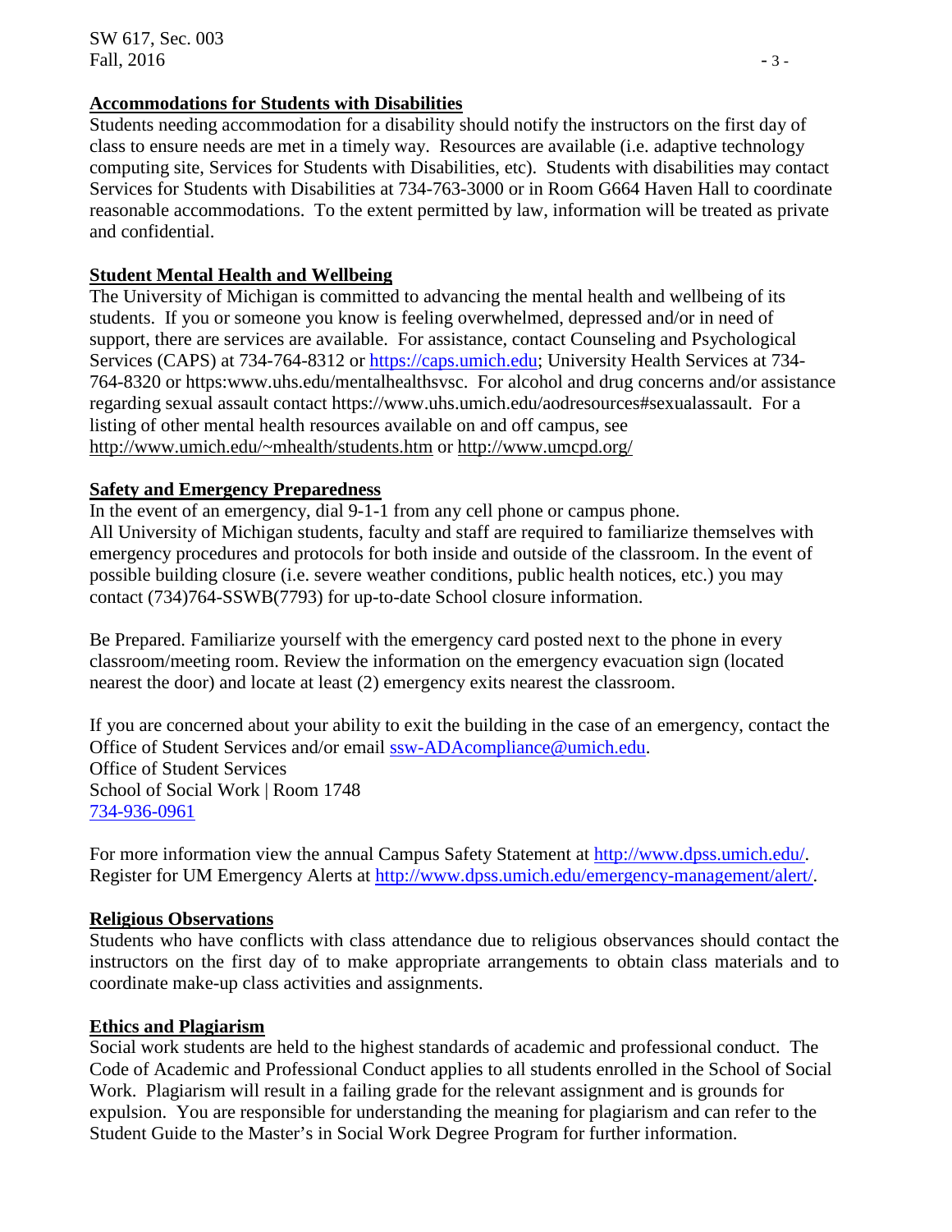**Accommodations for Students with Disabilities**

Students needing accommodation for a disability should notify the instructors on the first day of class to ensure needs are met in a timely way. Resources are available (i.e. adaptive technology computing site, Services for Students with Disabilities, etc). Students with disabilities may contact Services for Students with Disabilities at 734-763-3000 or in Room G664 Haven Hall to coordinate reasonable accommodations. To the extent permitted by law, information will be treated as private and confidential.

**Student Mental Health and Wellbeing**

The University of Michigan is committed to advancing the mental health and wellbeing of its students. If you or someone you know is feeling overwhelmed, depressed and/or in need of support, there are services are available. For assistance, contact Counseling and Psychological Services (CAPS) at 734-764-8312 or https://caps.umich.edu; University Health Services at 734-764-8320 or https:www.uhs.edu/mentalhealthsvsc. For alcohol and drug concerns and/or assistance regarding sexual assault contact https://www.uhs.umich.edu/aodresources#sexualassault. For a listing of other mental health resources available on and off campus, see http://www.umich.edu/~mhealth/students.htm or http://www.umcpd.org/

**Safety and Emergency Preparedness**

In the event of an emergency, dial 9-1-1 from any cell phone or campus phone.
All University of Michigan students, faculty and staff are required to familiarize themselves with emergency procedures and protocols for both inside and outside of the classroom. In the event of possible building closure (i.e. severe weather conditions, public health notices, etc.) you may contact (734)764-SSWB(7793) for up-to-date School closure information.

Be Prepared. Familiarize yourself with the emergency card posted next to the phone in every classroom/meeting room. Review the information on the emergency evacuation sign (located nearest the door) and locate at least (2) emergency exits nearest the classroom.

If you are concerned about your ability to exit the building in the case of an emergency, contact the Office of Student Services and/or email ssw-ADAcompliance@umich.edu.
Office of Student Services
School of Social Work | Room 1748
734-936-0961

For more information view the annual Campus Safety Statement at http://www.dpss.umich.edu/.
Register for UM Emergency Alerts at http://www.dpss.umich.edu/emergency-management/alert/.

**Religious Observations**

Students who have conflicts with class attendance due to religious observances should contact the instructors on the first day of to make appropriate arrangements to obtain class materials and to coordinate make-up class activities and assignments.

**Ethics and Plagiarism**

Social work students are held to the highest standards of academic and professional conduct. The Code of Academic and Professional Conduct applies to all students enrolled in the School of Social Work. Plagiarism will result in a failing grade for the relevant assignment and is grounds for expulsion. You are responsible for understanding the meaning for plagiarism and can refer to the Student Guide to the Master's in Social Work Degree Program for further information.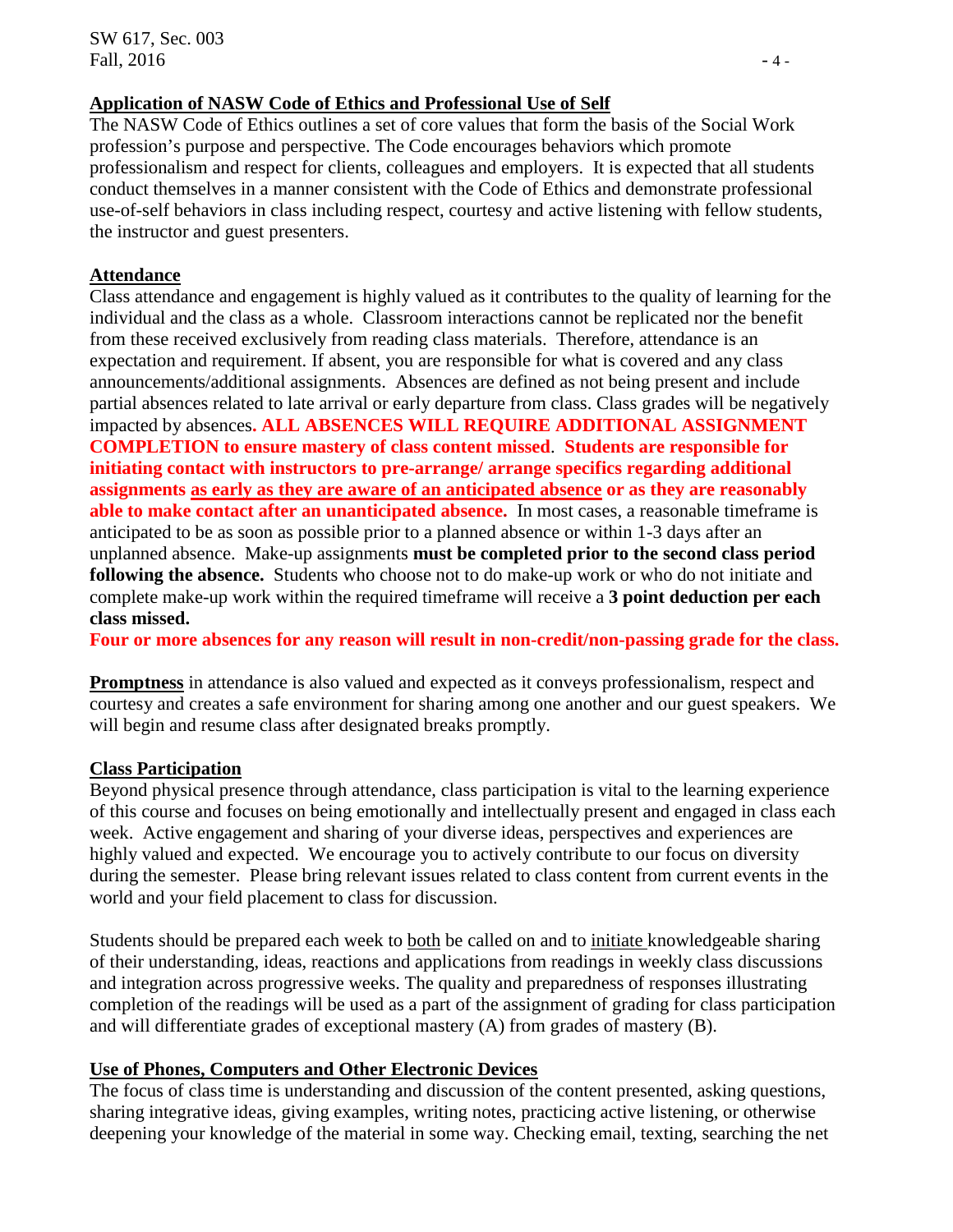**Application of NASW Code of Ethics and Professional Use of Self**

The NASW Code of Ethics outlines a set of core values that form the basis of the Social Work profession's purpose and perspective. The Code encourages behaviors which promote professionalism and respect for clients, colleagues and employers. It is expected that all students conduct themselves in a manner consistent with the Code of Ethics and demonstrate professional use-of-self behaviors in class including respect, courtesy and active listening with fellow students, the instructor and guest presenters.

**Attendance**

Class attendance and engagement is highly valued as it contributes to the quality of learning for the individual and the class as a whole. Classroom interactions cannot be replicated nor the benefit from these received exclusively from reading class materials. Therefore, attendance is an expectation and requirement. If absent, you are responsible for what is covered and any class announcements/additional assignments. Absences are defined as not being present and include partial absences related to late arrival or early departure from class. Class grades will be negatively impacted by absences**. ALL ABSENCES WILL REQUIRE ADDITIONAL ASSIGNMENT COMPLETION to ensure mastery of class content missed**. **Students are responsible for initiating contact with instructors to pre-arrange/ arrange specifics regarding additional assignments as early as they are aware of an anticipated absence or as they are reasonably able to make contact after an unanticipated absence.** In most cases, a reasonable timeframe is anticipated to be as soon as possible prior to a planned absence or within 1-3 days after an unplanned absence. Make-up assignments **must be completed prior to the second class period following the absence.** Students who choose not to do make-up work or who do not initiate and complete make-up work within the required timeframe will receive a **3 point deduction per each class missed.**

**Four or more absences for any reason will result in non-credit/non-passing grade for the class.**

**Promptness** in attendance is also valued and expected as it conveys professionalism, respect and courtesy and creates a safe environment for sharing among one another and our guest speakers. We will begin and resume class after designated breaks promptly.

**Class Participation**

Beyond physical presence through attendance, class participation is vital to the learning experience of this course and focuses on being emotionally and intellectually present and engaged in class each week. Active engagement and sharing of your diverse ideas, perspectives and experiences are highly valued and expected. We encourage you to actively contribute to our focus on diversity during the semester. Please bring relevant issues related to class content from current events in the world and your field placement to class for discussion.

Students should be prepared each week to both be called on and to initiate knowledgeable sharing of their understanding, ideas, reactions and applications from readings in weekly class discussions and integration across progressive weeks. The quality and preparedness of responses illustrating completion of the readings will be used as a part of the assignment of grading for class participation and will differentiate grades of exceptional mastery (A) from grades of mastery (B).

**Use of Phones, Computers and Other Electronic Devices**

The focus of class time is understanding and discussion of the content presented, asking questions, sharing integrative ideas, giving examples, writing notes, practicing active listening, or otherwise deepening your knowledge of the material in some way. Checking email, texting, searching the net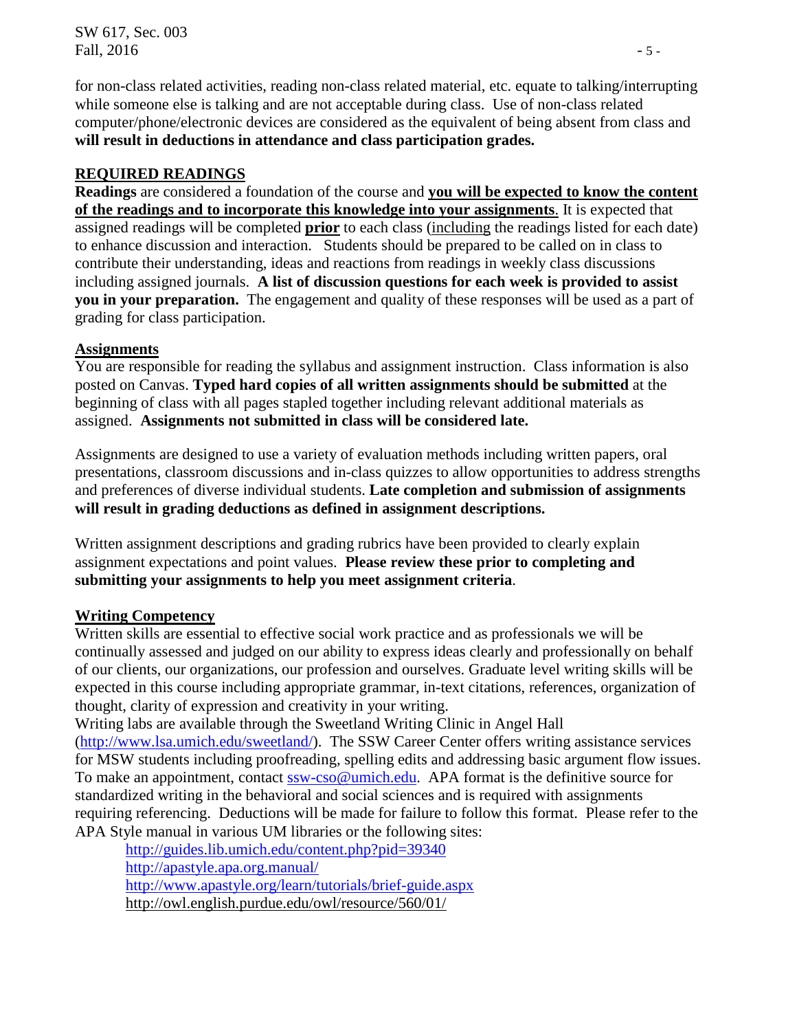for non-class related activities, reading non-class related material, etc. equate to talking/interrupting while someone else is talking and are not acceptable during class. Use of non-class related computer/phone/electronic devices are considered as the equivalent of being absent from class and **will result in deductions in attendance and class participation grades.**

## REQUIRED READINGS

**Readings** are considered a foundation of the course and **you will be expected to know the content of the readings and to incorporate this knowledge into your assignments**. It is expected that assigned readings will be completed **prior** to each class (including the readings listed for each date) to enhance discussion and interaction. Students should be prepared to be called on in class to contribute their understanding, ideas and reactions from readings in weekly class discussions including assigned journals. **A list of discussion questions for each week is provided to assist you in your preparation.** The engagement and quality of these responses will be used as a part of grading for class participation.

### Assignments

You are responsible for reading the syllabus and assignment instruction. Class information is also posted on Canvas. **Typed hard copies of all written assignments should be submitted** at the beginning of class with all pages stapled together including relevant additional materials as assigned. **Assignments not submitted in class will be considered late.**

Assignments are designed to use a variety of evaluation methods including written papers, oral presentations, classroom discussions and in-class quizzes to allow opportunities to address strengths and preferences of diverse individual students. **Late completion and submission of assignments will result in grading deductions as defined in assignment descriptions.**

Written assignment descriptions and grading rubrics have been provided to clearly explain assignment expectations and point values. **Please review these prior to completing and submitting your assignments to help you meet assignment criteria**.

### Writing Competency

Written skills are essential to effective social work practice and as professionals we will be continually assessed and judged on our ability to express ideas clearly and professionally on behalf of our clients, our organizations, our profession and ourselves. Graduate level writing skills will be expected in this course including appropriate grammar, in-text citations, references, organization of thought, clarity of expression and creativity in your writing.
Writing labs are available through the Sweetland Writing Clinic in Angel Hall (http://www.lsa.umich.edu/sweetland/). The SSW Career Center offers writing assistance services for MSW students including proofreading, spelling edits and addressing basic argument flow issues. To make an appointment, contact ssw-cso@umich.edu. APA format is the definitive source for standardized writing in the behavioral and social sciences and is required with assignments requiring referencing. Deductions will be made for failure to follow this format. Please refer to the APA Style manual in various UM libraries or the following sites:

http://guides.lib.umich.edu/content.php?pid=39340
http://apastyle.apa.org.manual/
http://www.apastyle.org/learn/tutorials/brief-guide.aspx
http://owl.english.purdue.edu/owl/resource/560/01/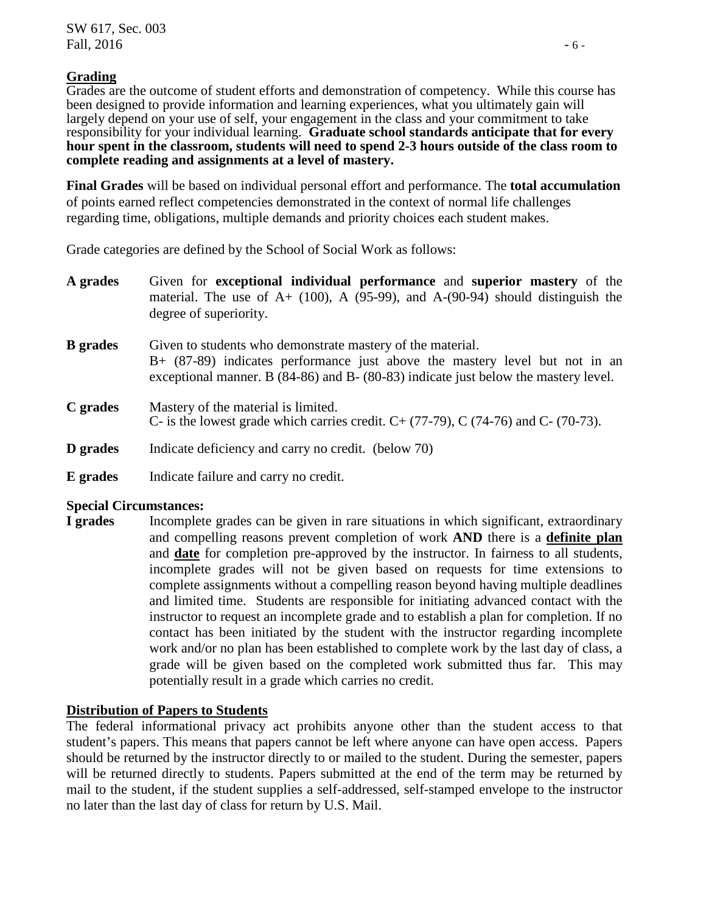## Grading

Grades are the outcome of student efforts and demonstration of competency. While this course has been designed to provide information and learning experiences, what you ultimately gain will largely depend on your use of self, your engagement in the class and your commitment to take responsibility for your individual learning. **Graduate school standards anticipate that for every hour spent in the classroom, students will need to spend 2-3 hours outside of the class room to complete reading and assignments at a level of mastery.**

**Final Grades** will be based on individual personal effort and performance. The **total accumulation** of points earned reflect competencies demonstrated in the context of normal life challenges regarding time, obligations, multiple demands and priority choices each student makes.

Grade categories are defined by the School of Social Work as follows:

**A grades** Given for **exceptional individual performance** and **superior mastery** of the material. The use of A+ (100), A (95-99), and A-(90-94) should distinguish the degree of superiority.

**B grades** Given to students who demonstrate mastery of the material. B+ (87-89) indicates performance just above the mastery level but not in an exceptional manner. B (84-86) and B- (80-83) indicate just below the mastery level.

**C grades** Mastery of the material is limited. C- is the lowest grade which carries credit. C+ (77-79), C (74-76) and C- (70-73).

**D grades** Indicate deficiency and carry no credit. (below 70)

**E grades** Indicate failure and carry no credit.

**Special Circumstances:**

**I grades** Incomplete grades can be given in rare situations in which significant, extraordinary and compelling reasons prevent completion of work **AND** there is a **definite plan** and **date** for completion pre-approved by the instructor. In fairness to all students, incomplete grades will not be given based on requests for time extensions to complete assignments without a compelling reason beyond having multiple deadlines and limited time. Students are responsible for initiating advanced contact with the instructor to request an incomplete grade and to establish a plan for completion. If no contact has been initiated by the student with the instructor regarding incomplete work and/or no plan has been established to complete work by the last day of class, a grade will be given based on the completed work submitted thus far. This may potentially result in a grade which carries no credit.

## Distribution of Papers to Students

The federal informational privacy act prohibits anyone other than the student access to that student's papers. This means that papers cannot be left where anyone can have open access. Papers should be returned by the instructor directly to or mailed to the student. During the semester, papers will be returned directly to students. Papers submitted at the end of the term may be returned by mail to the student, if the student supplies a self-addressed, self-stamped envelope to the instructor no later than the last day of class for return by U.S. Mail.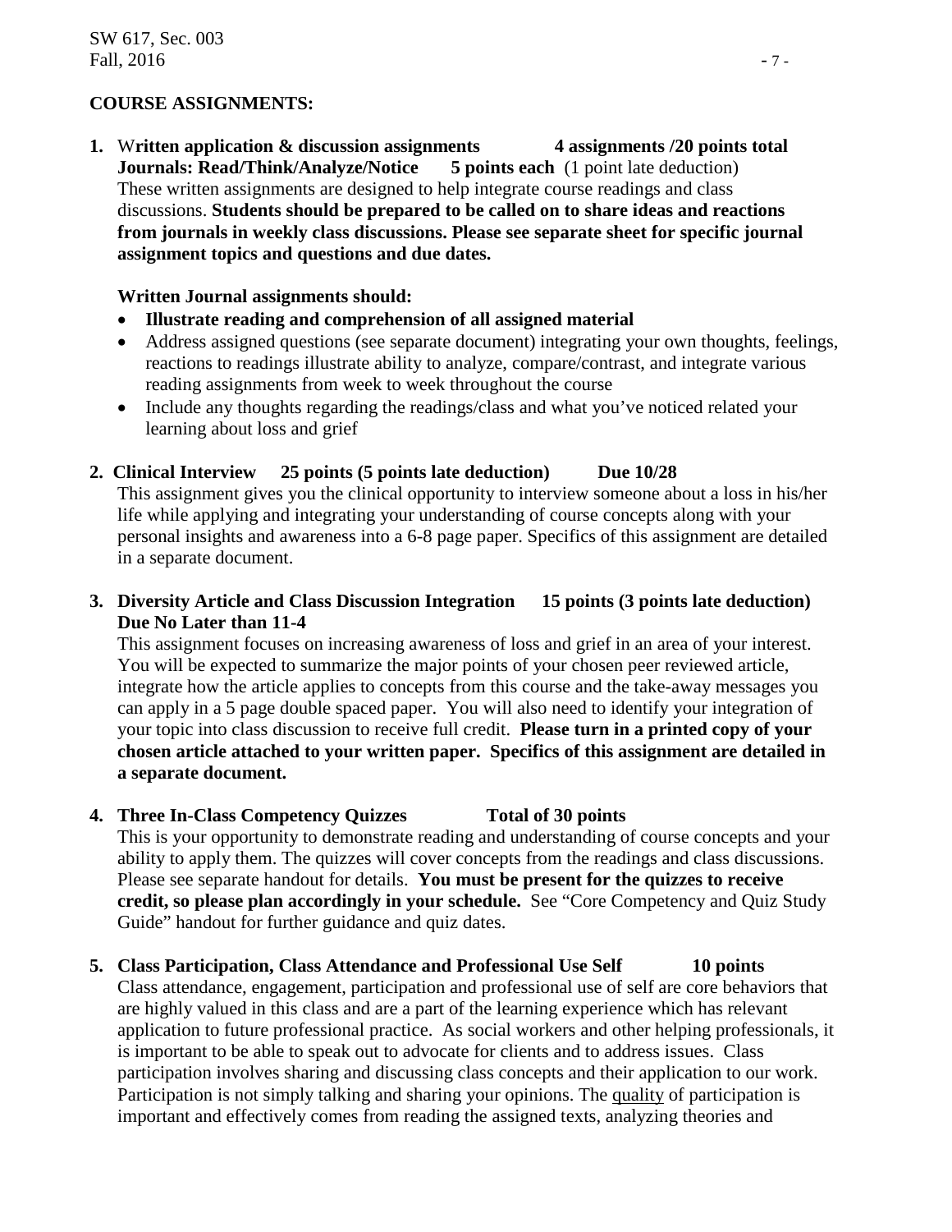**COURSE ASSIGNMENTS:**

1. **Written application & discussion assignments 4 assignments /20 points total**
   **Journals: Read/Think/Analyze/Notice 5 points each** (1 point late deduction)
   These written assignments are designed to help integrate course readings and class discussions. **Students should be prepared to be called on to share ideas and reactions from journals in weekly class discussions. Please see separate sheet for specific journal assignment topics and questions and due dates.**

   **Written Journal assignments should:**

   - **Illustrate reading and comprehension of all assigned material**
   - Address assigned questions (see separate document) integrating your own thoughts, feelings, reactions to readings illustrate ability to analyze, compare/contrast, and integrate various reading assignments from week to week throughout the course
   - Include any thoughts regarding the readings/class and what you've noticed related your learning about loss and grief

2. **Clinical Interview 25 points (5 points late deduction) Due 10/28**
   This assignment gives you the clinical opportunity to interview someone about a loss in his/her life while applying and integrating your understanding of course concepts along with your personal insights and awareness into a 6-8 page paper. Specifics of this assignment are detailed in a separate document.

3. **Diversity Article and Class Discussion Integration 15 points (3 points late deduction) Due No Later than 11-4**
   This assignment focuses on increasing awareness of loss and grief in an area of your interest. You will be expected to summarize the major points of your chosen peer reviewed article, integrate how the article applies to concepts from this course and the take-away messages you can apply in a 5 page double spaced paper. You will also need to identify your integration of your topic into class discussion to receive full credit. **Please turn in a printed copy of your chosen article attached to your written paper. Specifics of this assignment are detailed in a separate document.**

4. **Three In-Class Competency Quizzes Total of 30 points**
   This is your opportunity to demonstrate reading and understanding of course concepts and your ability to apply them. The quizzes will cover concepts from the readings and class discussions. Please see separate handout for details. **You must be present for the quizzes to receive credit, so please plan accordingly in your schedule.** See "Core Competency and Quiz Study Guide" handout for further guidance and quiz dates.

5. **Class Participation, Class Attendance and Professional Use Self 10 points**
   Class attendance, engagement, participation and professional use of self are core behaviors that are highly valued in this class and are a part of the learning experience which has relevant application to future professional practice. As social workers and other helping professionals, it is important to be able to speak out to advocate for clients and to address issues. Class participation involves sharing and discussing class concepts and their application to our work. Participation is not simply talking and sharing your opinions. The quality of participation is important and effectively comes from reading the assigned texts, analyzing theories and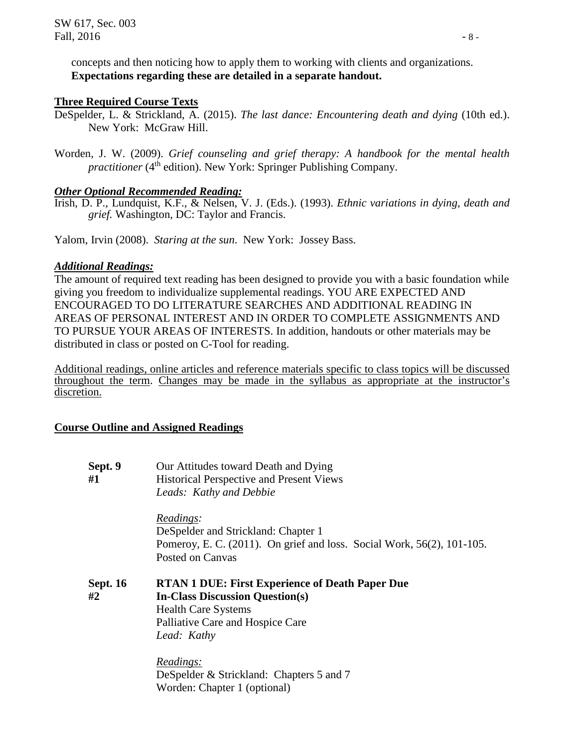concepts and then noticing how to apply them to working with clients and organizations. **Expectations regarding these are detailed in a separate handout.**

**Three Required Course Texts**

DeSpelder, L. & Strickland, A. (2015). *The last dance: Encountering death and dying* (10th ed.). New York: McGraw Hill.

Worden, J. W. (2009). *Grief counseling and grief therapy: A handbook for the mental health practitioner* (4th edition). New York: Springer Publishing Company.

***Other Optional Recommended Reading:***

Irish, D. P., Lundquist, K.F., & Nelsen, V. J. (Eds.). (1993). *Ethnic variations in dying, death and grief.* Washington, DC: Taylor and Francis.

Yalom, Irvin (2008). *Staring at the sun*. New York: Jossey Bass.

***Additional Readings:***

The amount of required text reading has been designed to provide you with a basic foundation while giving you freedom to individualize supplemental readings. YOU ARE EXPECTED AND ENCOURAGED TO DO LITERATURE SEARCHES AND ADDITIONAL READING IN AREAS OF PERSONAL INTEREST AND IN ORDER TO COMPLETE ASSIGNMENTS AND TO PURSUE YOUR AREAS OF INTERESTS. In addition, handouts or other materials may be distributed in class or posted on C-Tool for reading.

Additional readings, online articles and reference materials specific to class topics will be discussed throughout the term. Changes may be made in the syllabus as appropriate at the instructor's discretion.

**Course Outline and Assigned Readings**

**Sept. 9**
**#1**

Our Attitudes toward Death and Dying
Historical Perspective and Present Views
*Leads: Kathy and Debbie*

*Readings:*
DeSpelder and Strickland: Chapter 1
Pomeroy, E. C. (2011). On grief and loss. Social Work, 56(2), 101-105.
Posted on Canvas

**Sept. 16**
**#2**

**RTAN 1 DUE: First Experience of Death Paper Due**
**In-Class Discussion Question(s)**
Health Care Systems
Palliative Care and Hospice Care
*Lead: Kathy*

*Readings:*
DeSpelder & Strickland: Chapters 5 and 7
Worden: Chapter 1 (optional)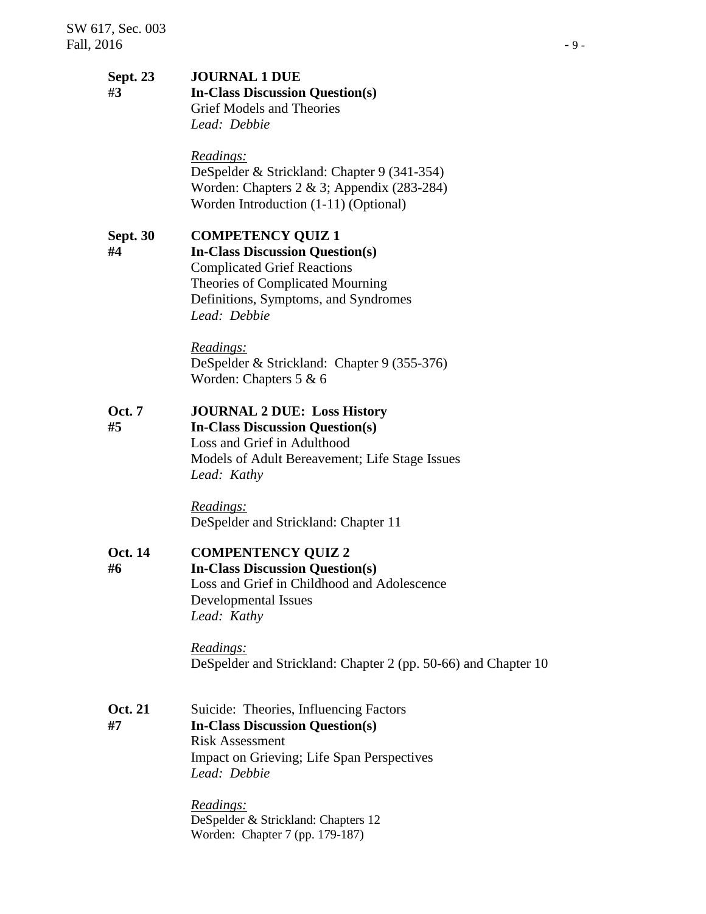**Sept. 23** **JOURNAL 1 DUE**
#**3** **In-Class Discussion Question(s)**

Grief Models and Theories

*Lead: Debbie*

*Readings:*

DeSpelder & Strickland: Chapter 9 (341-354)

Worden: Chapters 2 & 3; Appendix (283-284)

Worden Introduction (1-11) (Optional)

**Sept. 30** **COMPETENCY QUIZ 1**
**#4** **In-Class Discussion Question(s)**

Complicated Grief Reactions

Theories of Complicated Mourning

Definitions, Symptoms, and Syndromes

*Lead: Debbie*

*Readings:*

DeSpelder & Strickland: Chapter 9 (355-376)

Worden: Chapters 5 & 6

**Oct. 7** **JOURNAL 2 DUE: Loss History**
**#5** **In-Class Discussion Question(s)**

Loss and Grief in Adulthood

Models of Adult Bereavement; Life Stage Issues

*Lead: Kathy*

*Readings:*

DeSpelder and Strickland: Chapter 11

**Oct. 14** **COMPENTENCY QUIZ 2**
**#6** **In-Class Discussion Question(s)**

Loss and Grief in Childhood and Adolescence

Developmental Issues

*Lead: Kathy*

*Readings:*

DeSpelder and Strickland: Chapter 2 (pp. 50-66) and Chapter 10

**Oct. 21** Suicide: Theories, Influencing Factors
**#7** **In-Class Discussion Question(s)**

Risk Assessment

Impact on Grieving; Life Span Perspectives

*Lead: Debbie*

*Readings:*

DeSpelder & Strickland: Chapters 12

Worden: Chapter 7 (pp. 179-187)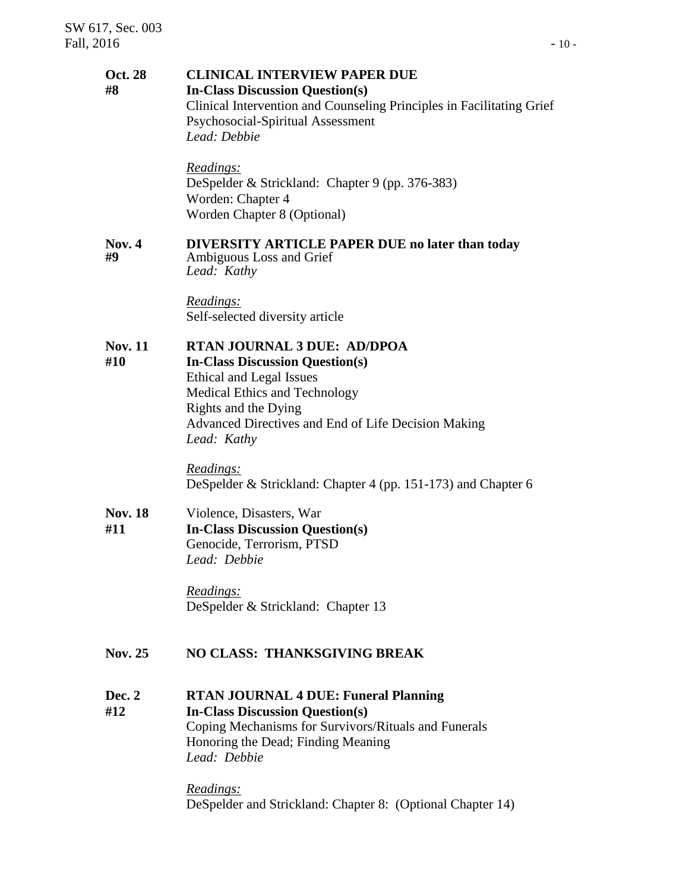**Oct. 28**
**#8**

**CLINICAL INTERVIEW PAPER DUE**
**In-Class Discussion Question(s)**
Clinical Intervention and Counseling Principles in Facilitating Grief
Psychosocial-Spiritual Assessment
*Lead: Debbie*

*Readings:*
DeSpelder & Strickland: Chapter 9 (pp. 376-383)
Worden: Chapter 4
Worden Chapter 8 (Optional)

**Nov. 4**
**#9**

**DIVERSITY ARTICLE PAPER DUE no later than today**
Ambiguous Loss and Grief
*Lead: Kathy*

*Readings:*
Self-selected diversity article

**Nov. 11**
**#10**

**RTAN JOURNAL 3 DUE: AD/DPOA**
**In-Class Discussion Question(s)**
Ethical and Legal Issues
Medical Ethics and Technology
Rights and the Dying
Advanced Directives and End of Life Decision Making
*Lead: Kathy*

*Readings:*
DeSpelder & Strickland: Chapter 4 (pp. 151-173) and Chapter 6

**Nov. 18**
**#11**

Violence, Disasters, War
**In-Class Discussion Question(s)**
Genocide, Terrorism, PTSD
*Lead: Debbie*

*Readings:*
DeSpelder & Strickland: Chapter 13

**Nov. 25**

**NO CLASS: THANKSGIVING BREAK**

**Dec. 2**
**#12**

**RTAN JOURNAL 4 DUE: Funeral Planning**
**In-Class Discussion Question(s)**
Coping Mechanisms for Survivors/Rituals and Funerals
Honoring the Dead; Finding Meaning
*Lead: Debbie*

*Readings:*
DeSpelder and Strickland: Chapter 8: (Optional Chapter 14)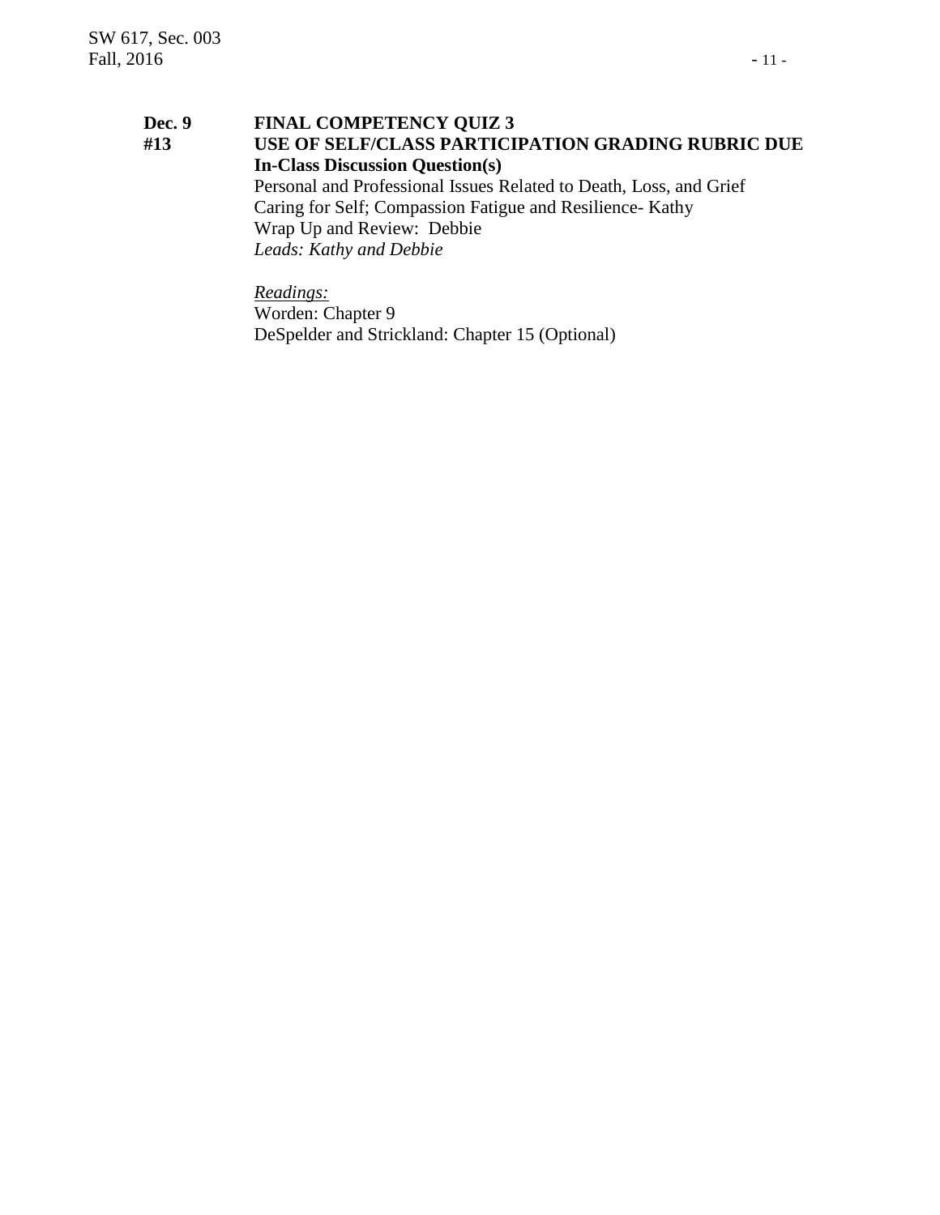**Dec. 9** **FINAL COMPETENCY QUIZ 3**
**#13** **USE OF SELF/CLASS PARTICIPATION GRADING RUBRIC DUE**

**In-Class Discussion Question(s)**

Personal and Professional Issues Related to Death, Loss, and Grief
Caring for Self; Compassion Fatigue and Resilience- Kathy
Wrap Up and Review: Debbie
*Leads: Kathy and Debbie*

*Readings:*
Worden: Chapter 9
DeSpelder and Strickland: Chapter 15 (Optional)